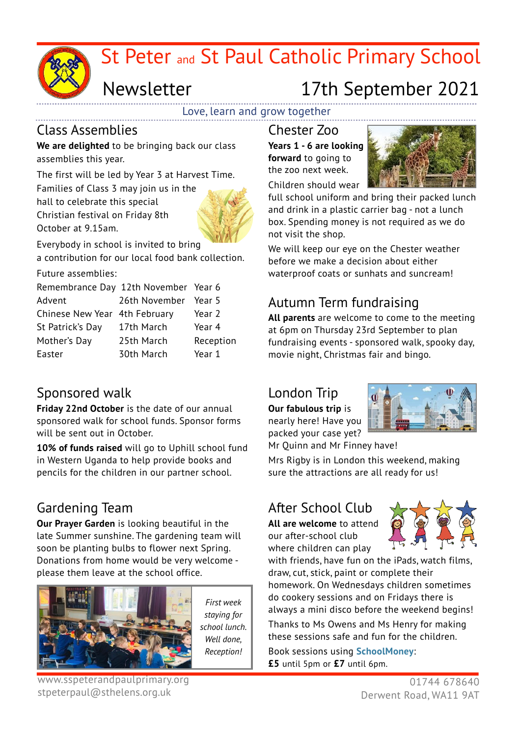# St Peter and St Paul Catholic Primary School

## Newsletter — 17th September 2021

Love, learn and grow together

## Class Assemblies

**We are delighted** to be bringing back our class assemblies this year.

The first will be led by Year 3 at Harvest Time. Families of Class 3 may join us in the hall to celebrate this special Christian festival on Friday 8th October at 9.15am.

Everybody in school is invited to bring a contribution for our local food bank collection.

Future assemblies:

| | | |
|---|---|---|
| Remembrance Day | 12th November | Year 6 |
| Advent | 26th November | Year 5 |
| Chinese New Year | 4th February | Year 2 |
| St Patrick's Day | 17th March | Year 4 |
| Mother's Day | 25th March | Reception |
| Easter | 30th March | Year 1 |

## Sponsored walk

**Friday 22nd October** is the date of our annual sponsored walk for school funds. Sponsor forms will be sent out in October.

**10% of funds raised** will go to Uphill school fund in Western Uganda to help provide books and pencils for the children in our partner school.

## Gardening Team

**Our Prayer Garden** is looking beautiful in the late Summer sunshine. The gardening team will soon be planting bulbs to flower next Spring. Donations from home would be very welcome - please them leave at the school office.

*First week staying for school lunch. Well done, Reception!*

## Chester Zoo

**Years 1 - 6 are looking forward** to going to the zoo next week.

Children should wear full school uniform and bring their packed lunch and drink in a plastic carrier bag - not a lunch box. Spending money is not required as we do not visit the shop.

We will keep our eye on the Chester weather before we make a decision about either waterproof coats or sunhats and suncream!

## Autumn Term fundraising

**All parents** are welcome to come to the meeting at 6pm on Thursday 23rd September to plan fundraising events - sponsored walk, spooky day, movie night, Christmas fair and bingo.

## London Trip

**Our fabulous trip** is nearly here! Have you packed your case yet? Mr Quinn and Mr Finney have!

Mrs Rigby is in London this weekend, making sure the attractions are all ready for us!

## After School Club

**All are welcome** to attend our after-school club where children can play with friends, have fun on the iPads, watch films, draw, cut, stick, paint or complete their homework. On Wednesdays children sometimes do cookery sessions and on Fridays there is always a mini disco before the weekend begins!

Thanks to Ms Owens and Ms Henry for making these sessions safe and fun for the children.

Book sessions using **SchoolMoney**:
**£5** until 5pm or **£7** until 6pm.

www.sspeterandpaulprimary.org
stpeterpaul@sthelens.org.uk
01744 678640
Derwent Road, WA11 9AT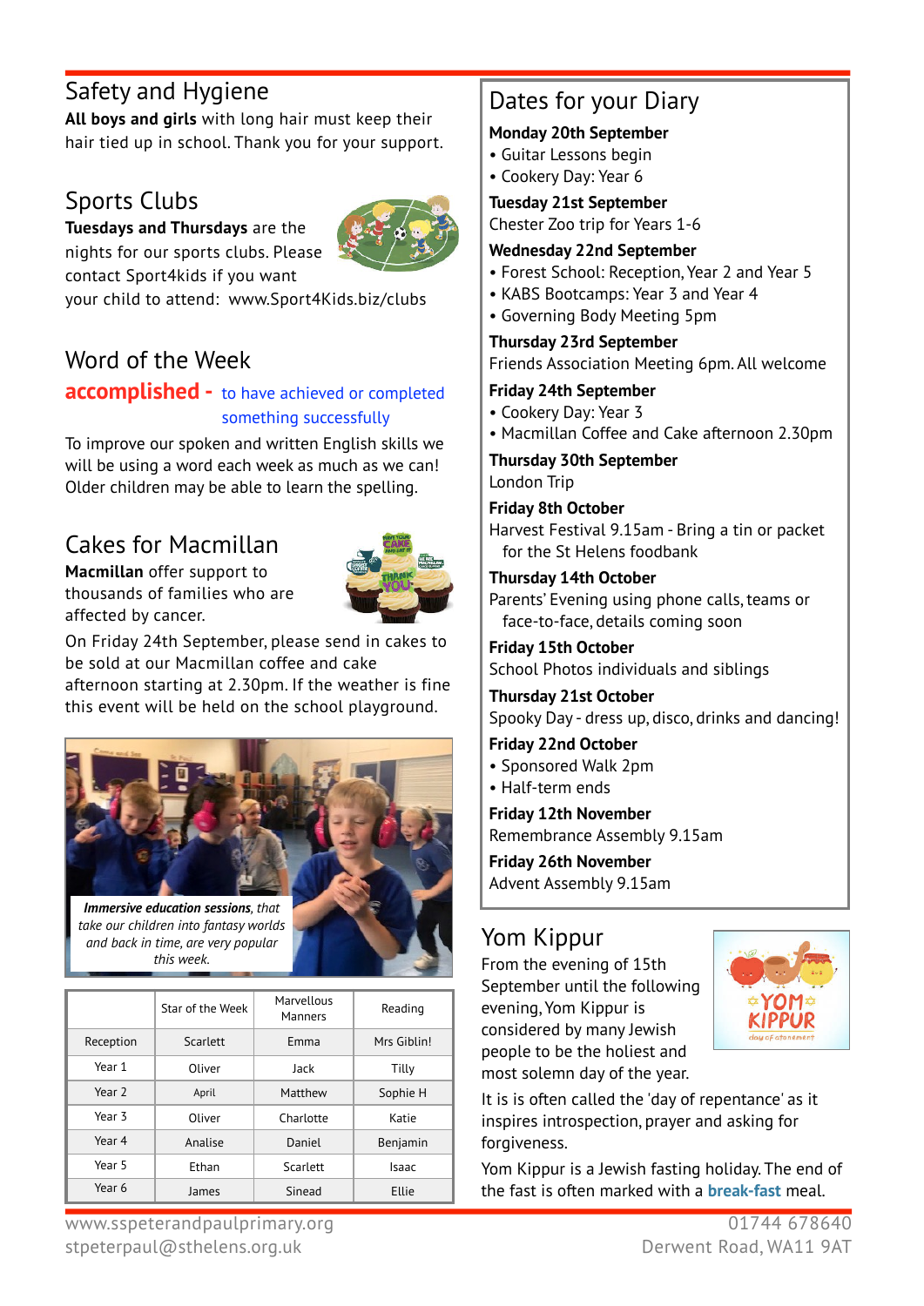## Safety and Hygiene

**All boys and girls** with long hair must keep their hair tied up in school. Thank you for your support.

## Sports Clubs

**Tuesdays and Thursdays** are the nights for our sports clubs. Please contact Sport4kids if you want your child to attend: www.Sport4Kids.biz/clubs

## Word of the Week

**accomplished** - to have achieved or completed something successfully

To improve our spoken and written English skills we will be using a word each week as much as we can! Older children may be able to learn the spelling.

## Cakes for Macmillan

**Macmillan** offer support to thousands of families who are affected by cancer.

On Friday 24th September, please send in cakes to be sold at our Macmillan coffee and cake afternoon starting at 2.30pm. If the weather is fine this event will be held on the school playground.

***Immersive education sessions**, that take our children into fantasy worlds and back in time, are very popular this week.*

| | Star of the Week | Marvellous Manners | Reading |
|---|---|---|---|
| Reception | Scarlett | Emma | Mrs Giblin! |
| Year 1 | Oliver | Jack | Tilly |
| Year 2 | April | Matthew | Sophie H |
| Year 3 | Oliver | Charlotte | Katie |
| Year 4 | Analise | Daniel | Benjamin |
| Year 5 | Ethan | Scarlett | Isaac |
| Year 6 | James | Sinead | Ellie |

## Dates for your Diary

**Monday 20th September**
- Guitar Lessons begin
- Cookery Day: Year 6

**Tuesday 21st September**
Chester Zoo trip for Years 1-6

**Wednesday 22nd September**
- Forest School: Reception, Year 2 and Year 5
- KABS Bootcamps: Year 3 and Year 4
- Governing Body Meeting 5pm

**Thursday 23rd September**
Friends Association Meeting 6pm. All welcome

**Friday 24th September**
- Cookery Day: Year 3
- Macmillan Coffee and Cake afternoon 2.30pm

**Thursday 30th September**
London Trip

**Friday 8th October**
Harvest Festival 9.15am - Bring a tin or packet for the St Helens foodbank

**Thursday 14th October**
Parents' Evening using phone calls, teams or face-to-face, details coming soon

**Friday 15th October**
School Photos individuals and siblings

**Thursday 21st October**
Spooky Day - dress up, disco, drinks and dancing!

**Friday 22nd October**
- Sponsored Walk 2pm
- Half-term ends

**Friday 12th November**
Remembrance Assembly 9.15am

**Friday 26th November**
Advent Assembly 9.15am

## Yom Kippur

From the evening of 15th September until the following evening, Yom Kippur is considered by many Jewish people to be the holiest and most solemn day of the year.

It is is often called the 'day of repentance' as it inspires introspection, prayer and asking for forgiveness.

Yom Kippur is a Jewish fasting holiday. The end of the fast is often marked with a **break-fast** meal.

www.sspeterandpaulprimary.org
stpeterpaul@sthelens.org.uk
01744 678640
Derwent Road, WA11 9AT